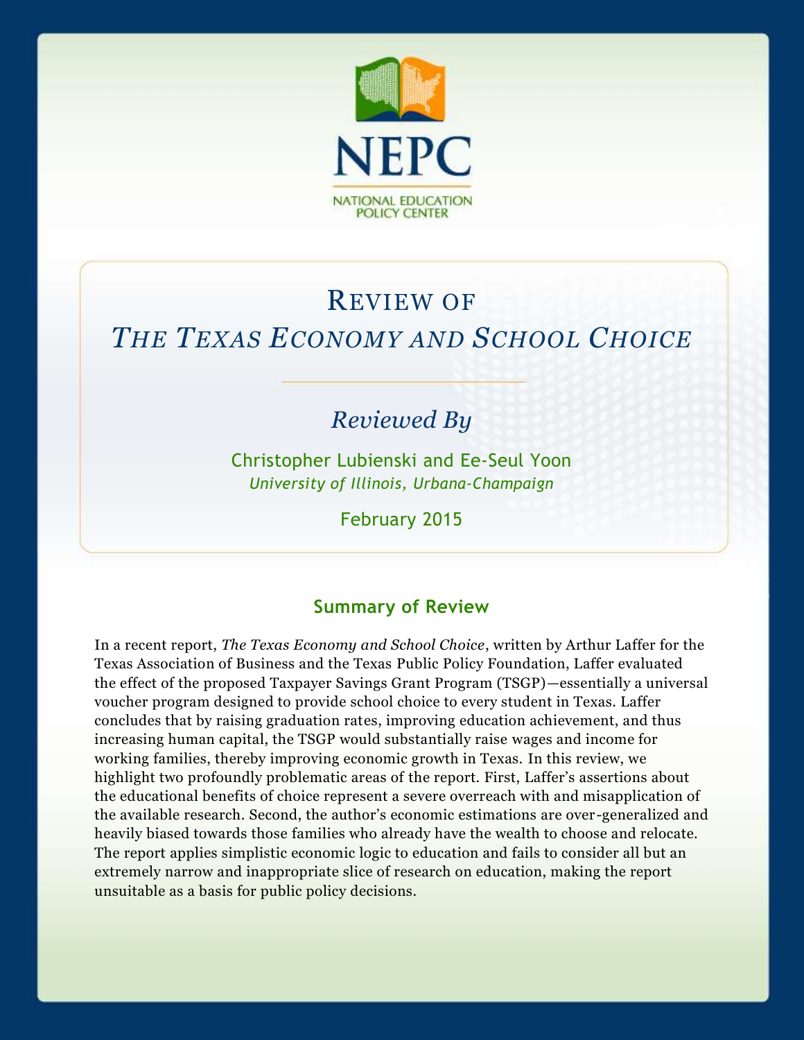NEPC

NATIONAL EDUCATION POLICY CENTER

# Review of *The Texas Economy and School Choice*

*Reviewed By*

Christopher Lubienski and Ee-Seul Yoon

*University of Illinois, Urbana-Champaign*

February 2015

## Summary of Review

In a recent report, *The Texas Economy and School Choice*, written by Arthur Laffer for the Texas Association of Business and the Texas Public Policy Foundation, Laffer evaluated the effect of the proposed Taxpayer Savings Grant Program (TSGP)—essentially a universal voucher program designed to provide school choice to every student in Texas. Laffer concludes that by raising graduation rates, improving education achievement, and thus increasing human capital, the TSGP would substantially raise wages and income for working families, thereby improving economic growth in Texas. In this review, we highlight two profoundly problematic areas of the report. First, Laffer's assertions about the educational benefits of choice represent a severe overreach with and misapplication of the available research. Second, the author's economic estimations are over-generalized and heavily biased towards those families who already have the wealth to choose and relocate. The report applies simplistic economic logic to education and fails to consider all but an extremely narrow and inappropriate slice of research on education, making the report unsuitable as a basis for public policy decisions.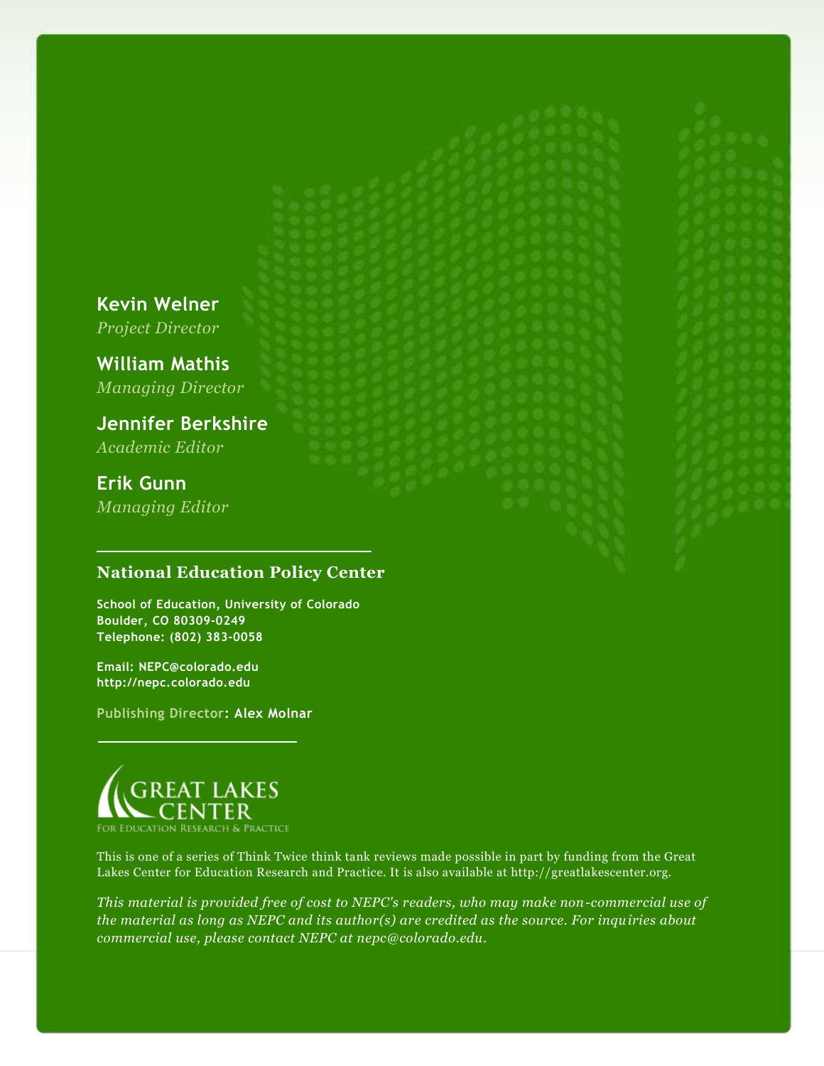**Kevin Welner**
*Project Director*

**William Mathis**
*Managing Director*

**Jennifer Berkshire**
*Academic Editor*

**Erik Gunn**
*Managing Editor*

---

**National Education Policy Center**

**School of Education, University of Colorado**
**Boulder, CO 80309-0249**
**Telephone: (802) 383-0058**

**Email: NEPC@colorado.edu**
**http://nepc.colorado.edu**

**Publishing Director: Alex Molnar**

---

GREAT LAKES CENTER
FOR EDUCATION RESEARCH & PRACTICE

This is one of a series of Think Twice think tank reviews made possible in part by funding from the Great Lakes Center for Education Research and Practice. It is also available at http://greatlakescenter.org.

*This material is provided free of cost to NEPC's readers, who may make non-commercial use of the material as long as NEPC and its author(s) are credited as the source. For inquiries about commercial use, please contact NEPC at nepc@colorado.edu.*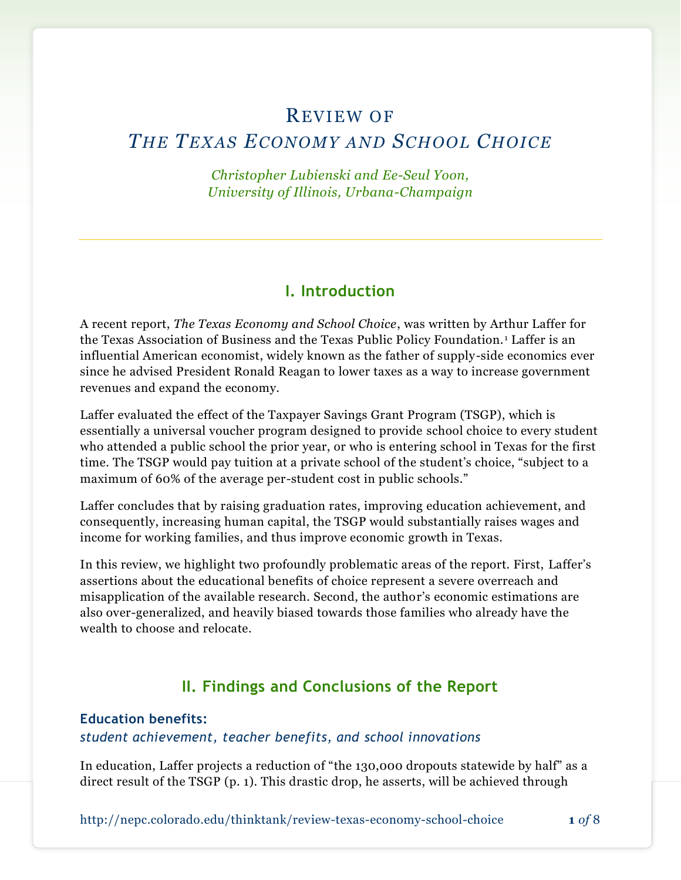# Review of
## *The Texas Economy and School Choice*

*Christopher Lubienski and Ee-Seul Yoon,*
*University of Illinois, Urbana-Champaign*

---

## I. Introduction

A recent report, *The Texas Economy and School Choice*, was written by Arthur Laffer for the Texas Association of Business and the Texas Public Policy Foundation.[1] Laffer is an influential American economist, widely known as the father of supply-side economics ever since he advised President Ronald Reagan to lower taxes as a way to increase government revenues and expand the economy.

Laffer evaluated the effect of the Taxpayer Savings Grant Program (TSGP), which is essentially a universal voucher program designed to provide school choice to every student who attended a public school the prior year, or who is entering school in Texas for the first time. The TSGP would pay tuition at a private school of the student's choice, "subject to a maximum of 60% of the average per-student cost in public schools."

Laffer concludes that by raising graduation rates, improving education achievement, and consequently, increasing human capital, the TSGP would substantially raises wages and income for working families, and thus improve economic growth in Texas.

In this review, we highlight two profoundly problematic areas of the report. First, Laffer's assertions about the educational benefits of choice represent a severe overreach and misapplication of the available research. Second, the author's economic estimations are also over-generalized, and heavily biased towards those families who already have the wealth to choose and relocate.

## II. Findings and Conclusions of the Report

### Education benefits:
*student achievement, teacher benefits, and school innovations*

In education, Laffer projects a reduction of "the 130,000 dropouts statewide by half" as a direct result of the TSGP (p. 1). This drastic drop, he asserts, will be achieved through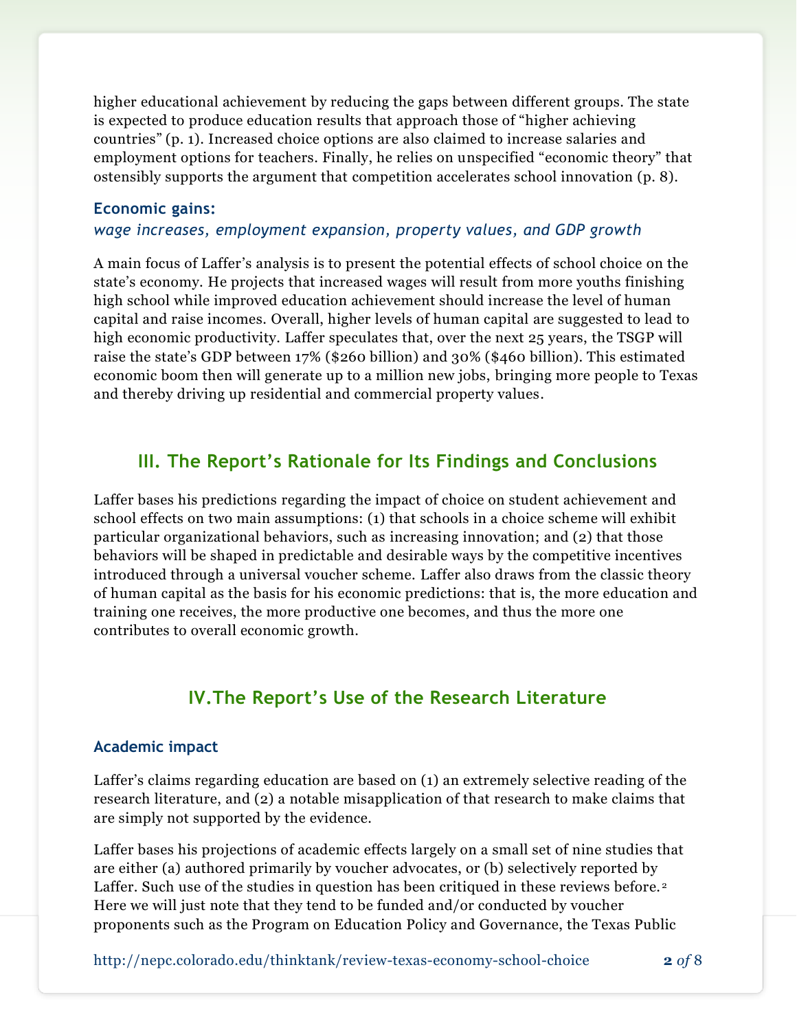higher educational achievement by reducing the gaps between different groups. The state is expected to produce education results that approach those of "higher achieving countries" (p. 1). Increased choice options are also claimed to increase salaries and employment options for teachers. Finally, he relies on unspecified "economic theory" that ostensibly supports the argument that competition accelerates school innovation (p. 8).

### Economic gains:
*wage increases, employment expansion, property values, and GDP growth*

A main focus of Laffer's analysis is to present the potential effects of school choice on the state's economy. He projects that increased wages will result from more youths finishing high school while improved education achievement should increase the level of human capital and raise incomes. Overall, higher levels of human capital are suggested to lead to high economic productivity. Laffer speculates that, over the next 25 years, the TSGP will raise the state's GDP between 17% ($260 billion) and 30% ($460 billion). This estimated economic boom then will generate up to a million new jobs, bringing more people to Texas and thereby driving up residential and commercial property values.

## III. The Report's Rationale for Its Findings and Conclusions

Laffer bases his predictions regarding the impact of choice on student achievement and school effects on two main assumptions: (1) that schools in a choice scheme will exhibit particular organizational behaviors, such as increasing innovation; and (2) that those behaviors will be shaped in predictable and desirable ways by the competitive incentives introduced through a universal voucher scheme. Laffer also draws from the classic theory of human capital as the basis for his economic predictions: that is, the more education and training one receives, the more productive one becomes, and thus the more one contributes to overall economic growth.

## IV. The Report's Use of the Research Literature

### Academic impact

Laffer's claims regarding education are based on (1) an extremely selective reading of the research literature, and (2) a notable misapplication of that research to make claims that are simply not supported by the evidence.

Laffer bases his projections of academic effects largely on a small set of nine studies that are either (a) authored primarily by voucher advocates, or (b) selectively reported by Laffer. Such use of the studies in question has been critiqued in these reviews before.[2] Here we will just note that they tend to be funded and/or conducted by voucher proponents such as the Program on Education Policy and Governance, the Texas Public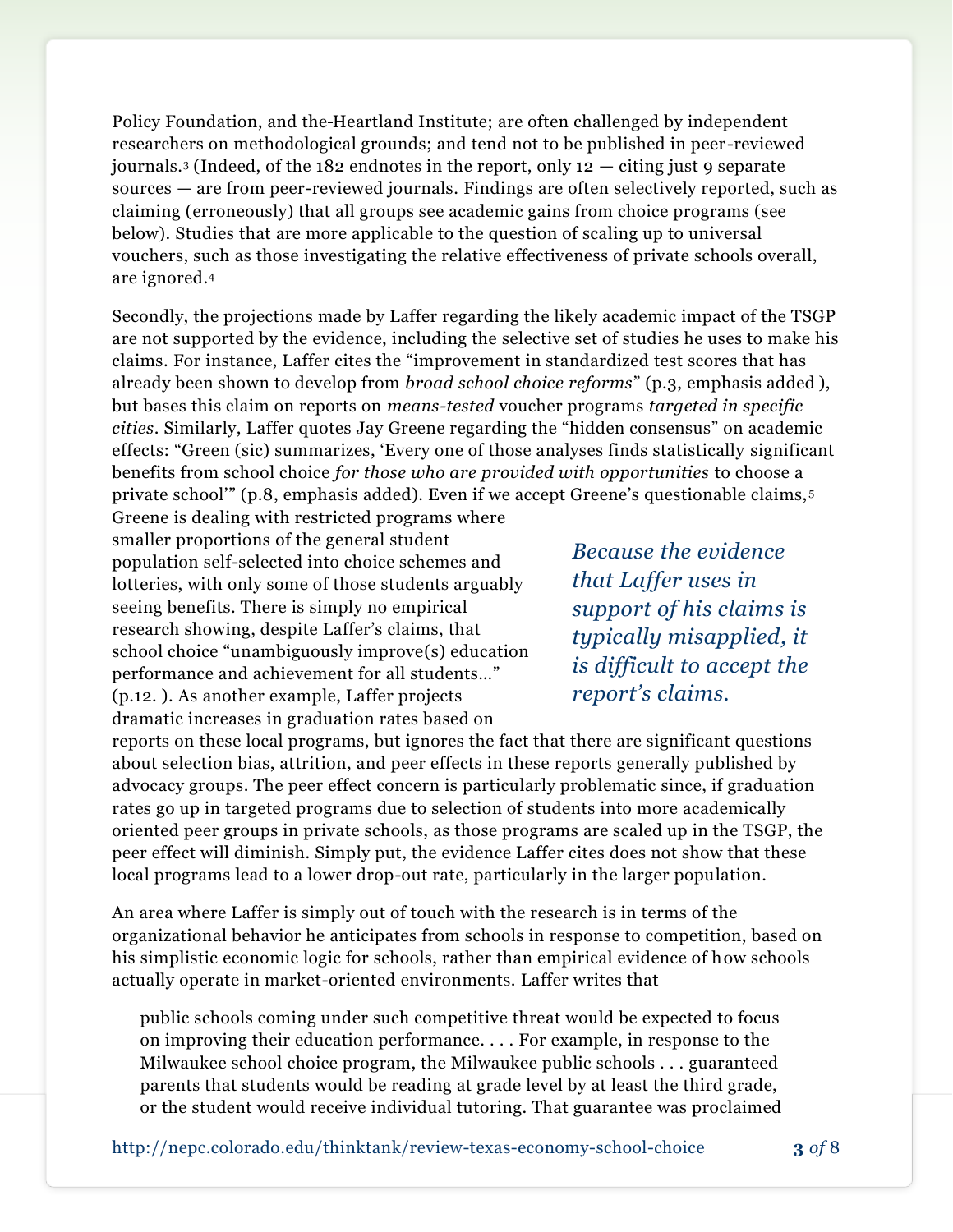Policy Foundation, and the-Heartland Institute; are often challenged by independent researchers on methodological grounds; and tend not to be published in peer-reviewed journals.[3] (Indeed, of the 182 endnotes in the report, only 12 — citing just 9 separate sources — are from peer-reviewed journals. Findings are often selectively reported, such as claiming (erroneously) that all groups see academic gains from choice programs (see below). Studies that are more applicable to the question of scaling up to universal vouchers, such as those investigating the relative effectiveness of private schools overall, are ignored.[4]

Secondly, the projections made by Laffer regarding the likely academic impact of the TSGP are not supported by the evidence, including the selective set of studies he uses to make his claims. For instance, Laffer cites the "improvement in standardized test scores that has already been shown to develop from *broad school choice reforms*" (p.3, emphasis added ), but bases this claim on reports on *means-tested* voucher programs *targeted in specific cities*. Similarly, Laffer quotes Jay Greene regarding the "hidden consensus" on academic effects: "Green (sic) summarizes, 'Every one of those analyses finds statistically significant benefits from school choice *for those who are provided with opportunities* to choose a private school'" (p.8, emphasis added). Even if we accept Greene's questionable claims,[5] Greene is dealing with restricted programs where smaller proportions of the general student population self-selected into choice schemes and lotteries, with only some of those students arguably seeing benefits. There is simply no empirical research showing, despite Laffer's claims, that school choice "unambiguously improve(s) education performance and achievement for all students…" (p.12. ). As another example, Laffer projects dramatic increases in graduation rates based on reports on these local programs, but ignores the fact that there are significant questions about selection bias, attrition, and peer effects in these reports generally published by advocacy groups. The peer effect concern is particularly problematic since, if graduation rates go up in targeted programs due to selection of students into more academically oriented peer groups in private schools, as those programs are scaled up in the TSGP, the peer effect will diminish. Simply put, the evidence Laffer cites does not show that these local programs lead to a lower drop-out rate, particularly in the larger population.

> *Because the evidence that Laffer uses in support of his claims is typically misapplied, it is difficult to accept the report's claims.*

An area where Laffer is simply out of touch with the research is in terms of the organizational behavior he anticipates from schools in response to competition, based on his simplistic economic logic for schools, rather than empirical evidence of how schools actually operate in market-oriented environments. Laffer writes that

> public schools coming under such competitive threat would be expected to focus on improving their education performance. . . . For example, in response to the Milwaukee school choice program, the Milwaukee public schools . . . guaranteed parents that students would be reading at grade level by at least the third grade, or the student would receive individual tutoring. That guarantee was proclaimed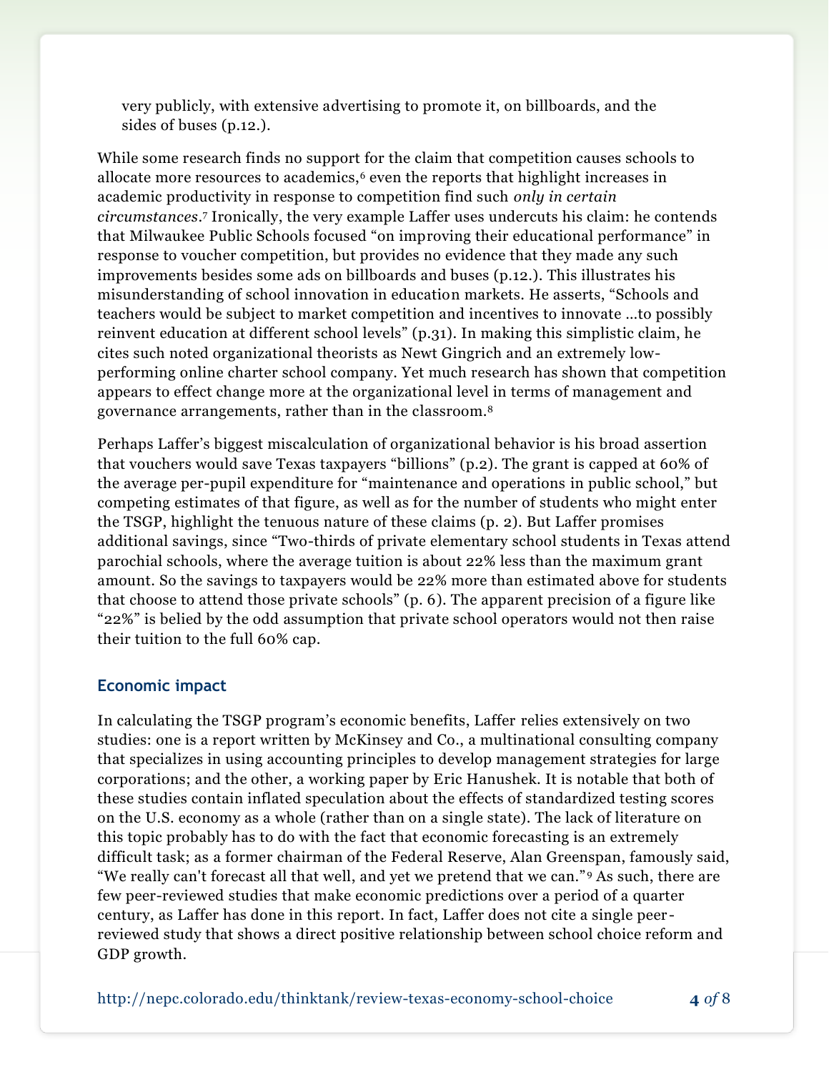very publicly, with extensive advertising to promote it, on billboards, and the sides of buses (p.12.).

While some research finds no support for the claim that competition causes schools to allocate more resources to academics,[6] even the reports that highlight increases in academic productivity in response to competition find such *only in certain circumstances*.[7] Ironically, the very example Laffer uses undercuts his claim: he contends that Milwaukee Public Schools focused "on improving their educational performance" in response to voucher competition, but provides no evidence that they made any such improvements besides some ads on billboards and buses (p.12.). This illustrates his misunderstanding of school innovation in education markets. He asserts, "Schools and teachers would be subject to market competition and incentives to innovate ...to possibly reinvent education at different school levels" (p.31). In making this simplistic claim, he cites such noted organizational theorists as Newt Gingrich and an extremely low-performing online charter school company. Yet much research has shown that competition appears to effect change more at the organizational level in terms of management and governance arrangements, rather than in the classroom.[8]

Perhaps Laffer's biggest miscalculation of organizational behavior is his broad assertion that vouchers would save Texas taxpayers "billions" (p.2). The grant is capped at 60% of the average per-pupil expenditure for "maintenance and operations in public school," but competing estimates of that figure, as well as for the number of students who might enter the TSGP, highlight the tenuous nature of these claims (p. 2). But Laffer promises additional savings, since "Two-thirds of private elementary school students in Texas attend parochial schools, where the average tuition is about 22% less than the maximum grant amount. So the savings to taxpayers would be 22% more than estimated above for students that choose to attend those private schools" (p. 6). The apparent precision of a figure like "22%" is belied by the odd assumption that private school operators would not then raise their tuition to the full 60% cap.

## Economic impact

In calculating the TSGP program's economic benefits, Laffer relies extensively on two studies: one is a report written by McKinsey and Co., a multinational consulting company that specializes in using accounting principles to develop management strategies for large corporations; and the other, a working paper by Eric Hanushek. It is notable that both of these studies contain inflated speculation about the effects of standardized testing scores on the U.S. economy as a whole (rather than on a single state). The lack of literature on this topic probably has to do with the fact that economic forecasting is an extremely difficult task; as a former chairman of the Federal Reserve, Alan Greenspan, famously said, "We really can't forecast all that well, and yet we pretend that we can."[9] As such, there are few peer-reviewed studies that make economic predictions over a period of a quarter century, as Laffer has done in this report. In fact, Laffer does not cite a single peer-reviewed study that shows a direct positive relationship between school choice reform and GDP growth.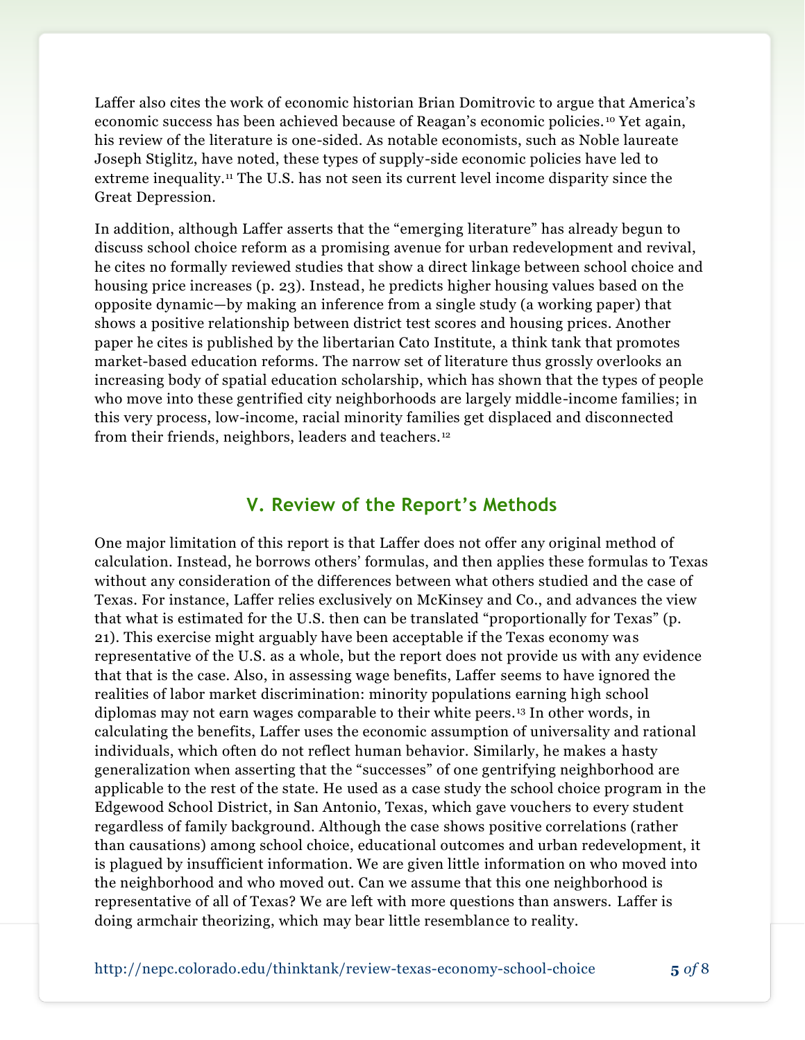Laffer also cites the work of economic historian Brian Domitrovic to argue that America's economic success has been achieved because of Reagan's economic policies.[10] Yet again, his review of the literature is one-sided. As notable economists, such as Noble laureate Joseph Stiglitz, have noted, these types of supply-side economic policies have led to extreme inequality.[11] The U.S. has not seen its current level income disparity since the Great Depression.

In addition, although Laffer asserts that the "emerging literature" has already begun to discuss school choice reform as a promising avenue for urban redevelopment and revival, he cites no formally reviewed studies that show a direct linkage between school choice and housing price increases (p. 23). Instead, he predicts higher housing values based on the opposite dynamic—by making an inference from a single study (a working paper) that shows a positive relationship between district test scores and housing prices. Another paper he cites is published by the libertarian Cato Institute, a think tank that promotes market-based education reforms. The narrow set of literature thus grossly overlooks an increasing body of spatial education scholarship, which has shown that the types of people who move into these gentrified city neighborhoods are largely middle-income families; in this very process, low-income, racial minority families get displaced and disconnected from their friends, neighbors, leaders and teachers.[12]

## V. Review of the Report's Methods

One major limitation of this report is that Laffer does not offer any original method of calculation. Instead, he borrows others' formulas, and then applies these formulas to Texas without any consideration of the differences between what others studied and the case of Texas. For instance, Laffer relies exclusively on McKinsey and Co., and advances the view that what is estimated for the U.S. then can be translated "proportionally for Texas" (p. 21). This exercise might arguably have been acceptable if the Texas economy was representative of the U.S. as a whole, but the report does not provide us with any evidence that that is the case. Also, in assessing wage benefits, Laffer seems to have ignored the realities of labor market discrimination: minority populations earning high school diplomas may not earn wages comparable to their white peers.[13] In other words, in calculating the benefits, Laffer uses the economic assumption of universality and rational individuals, which often do not reflect human behavior. Similarly, he makes a hasty generalization when asserting that the "successes" of one gentrifying neighborhood are applicable to the rest of the state. He used as a case study the school choice program in the Edgewood School District, in San Antonio, Texas, which gave vouchers to every student regardless of family background. Although the case shows positive correlations (rather than causations) among school choice, educational outcomes and urban redevelopment, it is plagued by insufficient information. We are given little information on who moved into the neighborhood and who moved out. Can we assume that this one neighborhood is representative of all of Texas? We are left with more questions than answers. Laffer is doing armchair theorizing, which may bear little resemblance to reality.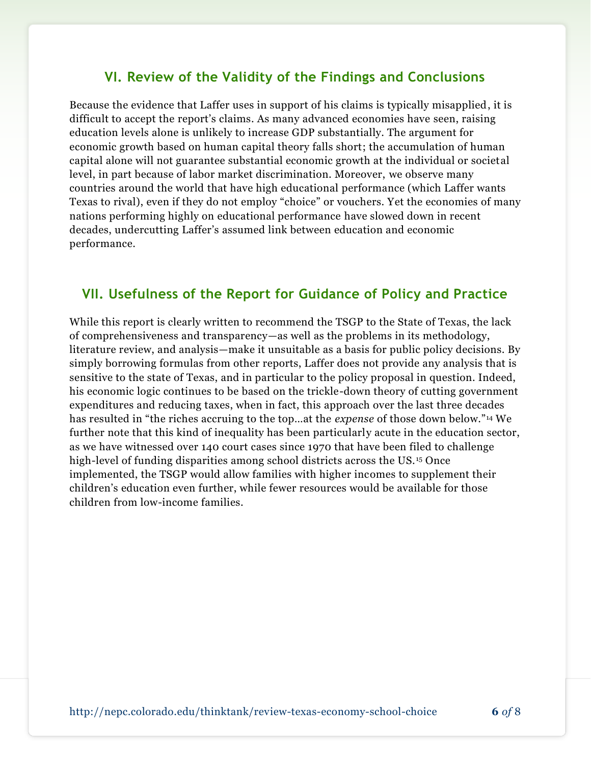## VI. Review of the Validity of the Findings and Conclusions

Because the evidence that Laffer uses in support of his claims is typically misapplied, it is difficult to accept the report's claims. As many advanced economies have seen, raising education levels alone is unlikely to increase GDP substantially. The argument for economic growth based on human capital theory falls short; the accumulation of human capital alone will not guarantee substantial economic growth at the individual or societal level, in part because of labor market discrimination. Moreover, we observe many countries around the world that have high educational performance (which Laffer wants Texas to rival), even if they do not employ "choice" or vouchers. Yet the economies of many nations performing highly on educational performance have slowed down in recent decades, undercutting Laffer's assumed link between education and economic performance.

## VII. Usefulness of the Report for Guidance of Policy and Practice

While this report is clearly written to recommend the TSGP to the State of Texas, the lack of comprehensiveness and transparency—as well as the problems in its methodology, literature review, and analysis—make it unsuitable as a basis for public policy decisions. By simply borrowing formulas from other reports, Laffer does not provide any analysis that is sensitive to the state of Texas, and in particular to the policy proposal in question. Indeed, his economic logic continues to be based on the trickle-down theory of cutting government expenditures and reducing taxes, when in fact, this approach over the last three decades has resulted in "the riches accruing to the top…at the *expense* of those down below."[14] We further note that this kind of inequality has been particularly acute in the education sector, as we have witnessed over 140 court cases since 1970 that have been filed to challenge high-level of funding disparities among school districts across the US.[15] Once implemented, the TSGP would allow families with higher incomes to supplement their children's education even further, while fewer resources would be available for those children from low-income families.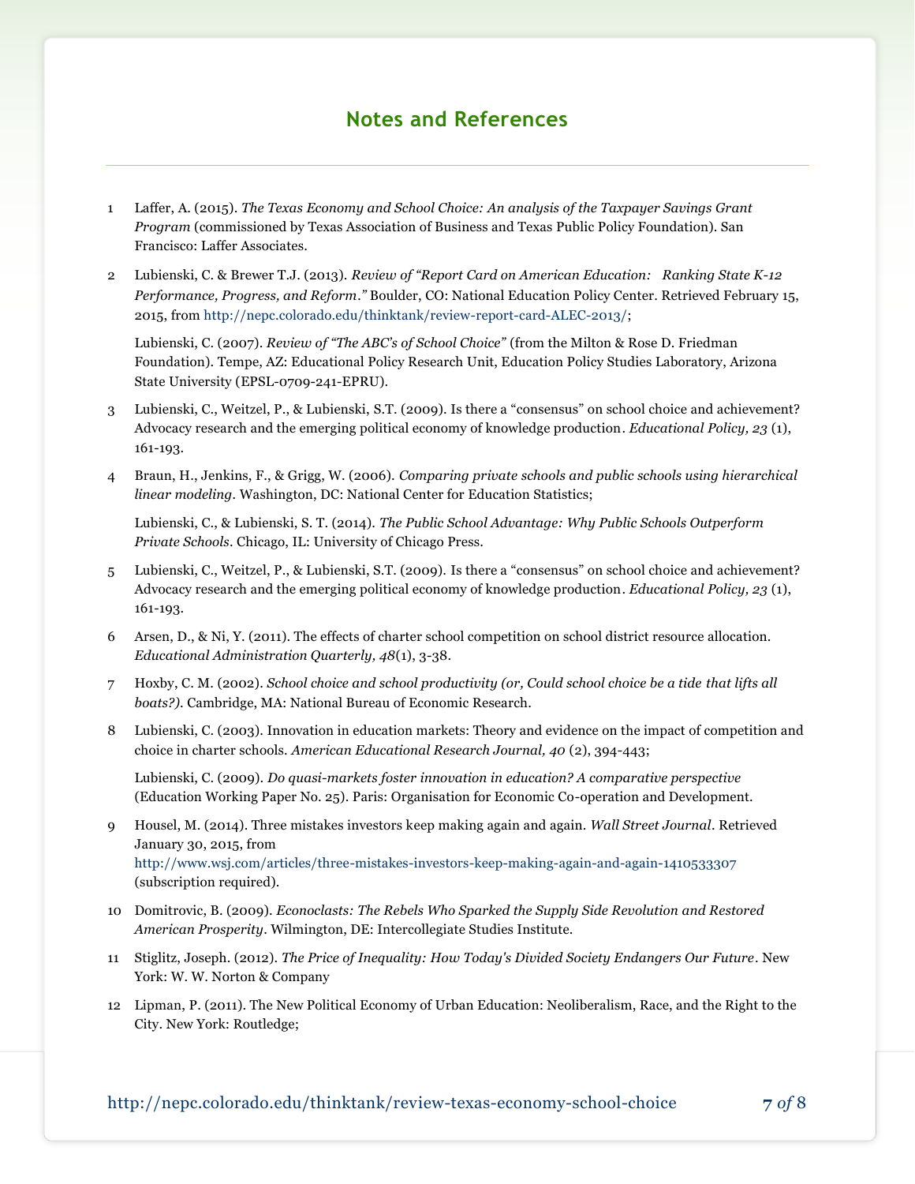## Notes and References

1 Laffer, A. (2015). *The Texas Economy and School Choice: An analysis of the Taxpayer Savings Grant Program* (commissioned by Texas Association of Business and Texas Public Policy Foundation). San Francisco: Laffer Associates.

2 Lubienski, C. & Brewer T.J. (2013). *Review of "Report Card on American Education: Ranking State K-12 Performance, Progress, and Reform."* Boulder, CO: National Education Policy Center. Retrieved February 15, 2015, from http://nepc.colorado.edu/thinktank/review-report-card-ALEC-2013/;

Lubienski, C. (2007). *Review of "The ABC's of School Choice"* (from the Milton & Rose D. Friedman Foundation). Tempe, AZ: Educational Policy Research Unit, Education Policy Studies Laboratory, Arizona State University (EPSL-0709-241-EPRU).

3 Lubienski, C., Weitzel, P., & Lubienski, S.T. (2009). Is there a "consensus" on school choice and achievement? Advocacy research and the emerging political economy of knowledge production. *Educational Policy, 23* (1), 161-193.

4 Braun, H., Jenkins, F., & Grigg, W. (2006). *Comparing private schools and public schools using hierarchical linear modeling*. Washington, DC: National Center for Education Statistics;

Lubienski, C., & Lubienski, S. T. (2014). *The Public School Advantage: Why Public Schools Outperform Private Schools*. Chicago, IL: University of Chicago Press.

5 Lubienski, C., Weitzel, P., & Lubienski, S.T. (2009). Is there a "consensus" on school choice and achievement? Advocacy research and the emerging political economy of knowledge production. *Educational Policy, 23* (1), 161-193.

6 Arsen, D., & Ni, Y. (2011). The effects of charter school competition on school district resource allocation. *Educational Administration Quarterly, 48*(1), 3-38.

7 Hoxby, C. M. (2002). *School choice and school productivity (or, Could school choice be a tide that lifts all boats?)*. Cambridge, MA: National Bureau of Economic Research.

8 Lubienski, C. (2003). Innovation in education markets: Theory and evidence on the impact of competition and choice in charter schools. *American Educational Research Journal, 40* (2), 394-443;

Lubienski, C. (2009). *Do quasi-markets foster innovation in education? A comparative perspective* (Education Working Paper No. 25). Paris: Organisation for Economic Co-operation and Development.

9 Housel, M. (2014). Three mistakes investors keep making again and again. *Wall Street Journal*. Retrieved January 30, 2015, from http://www.wsj.com/articles/three-mistakes-investors-keep-making-again-and-again-1410533307 (subscription required).

10 Domitrovic, B. (2009). *Econoclasts: The Rebels Who Sparked the Supply Side Revolution and Restored American Prosperity*. Wilmington, DE: Intercollegiate Studies Institute.

11 Stiglitz, Joseph. (2012). *The Price of Inequality: How Today's Divided Society Endangers Our Future*. New York: W. W. Norton & Company

12 Lipman, P. (2011). The New Political Economy of Urban Education: Neoliberalism, Race, and the Right to the City. New York: Routledge;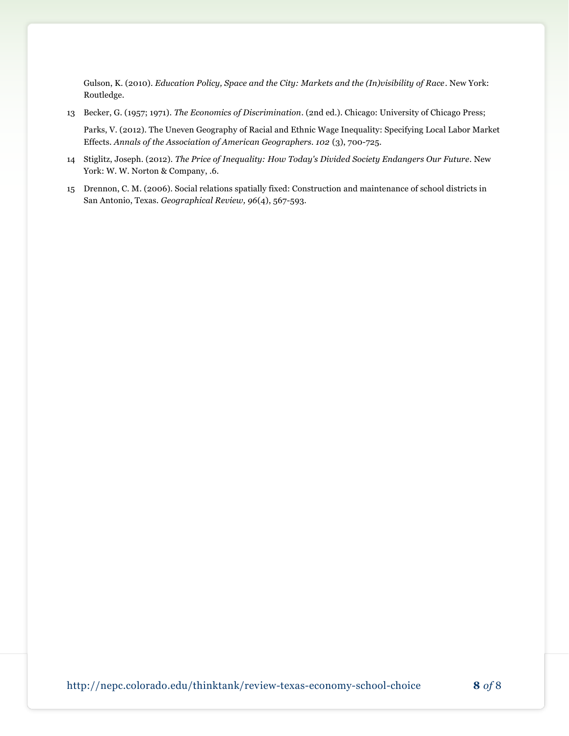Gulson, K. (2010). *Education Policy, Space and the City: Markets and the (In)visibility of Race*. New York: Routledge.

13 Becker, G. (1957; 1971). *The Economics of Discrimination*. (2nd ed.). Chicago: University of Chicago Press;

Parks, V. (2012). The Uneven Geography of Racial and Ethnic Wage Inequality: Specifying Local Labor Market Effects. *Annals of the Association of American Geographers. 102* (3), 700-725.

14 Stiglitz, Joseph. (2012). *The Price of Inequality: How Today's Divided Society Endangers Our Future*. New York: W. W. Norton & Company, .6.

15 Drennon, C. M. (2006). Social relations spatially fixed: Construction and maintenance of school districts in San Antonio, Texas. *Geographical Review, 96*(4), 567-593.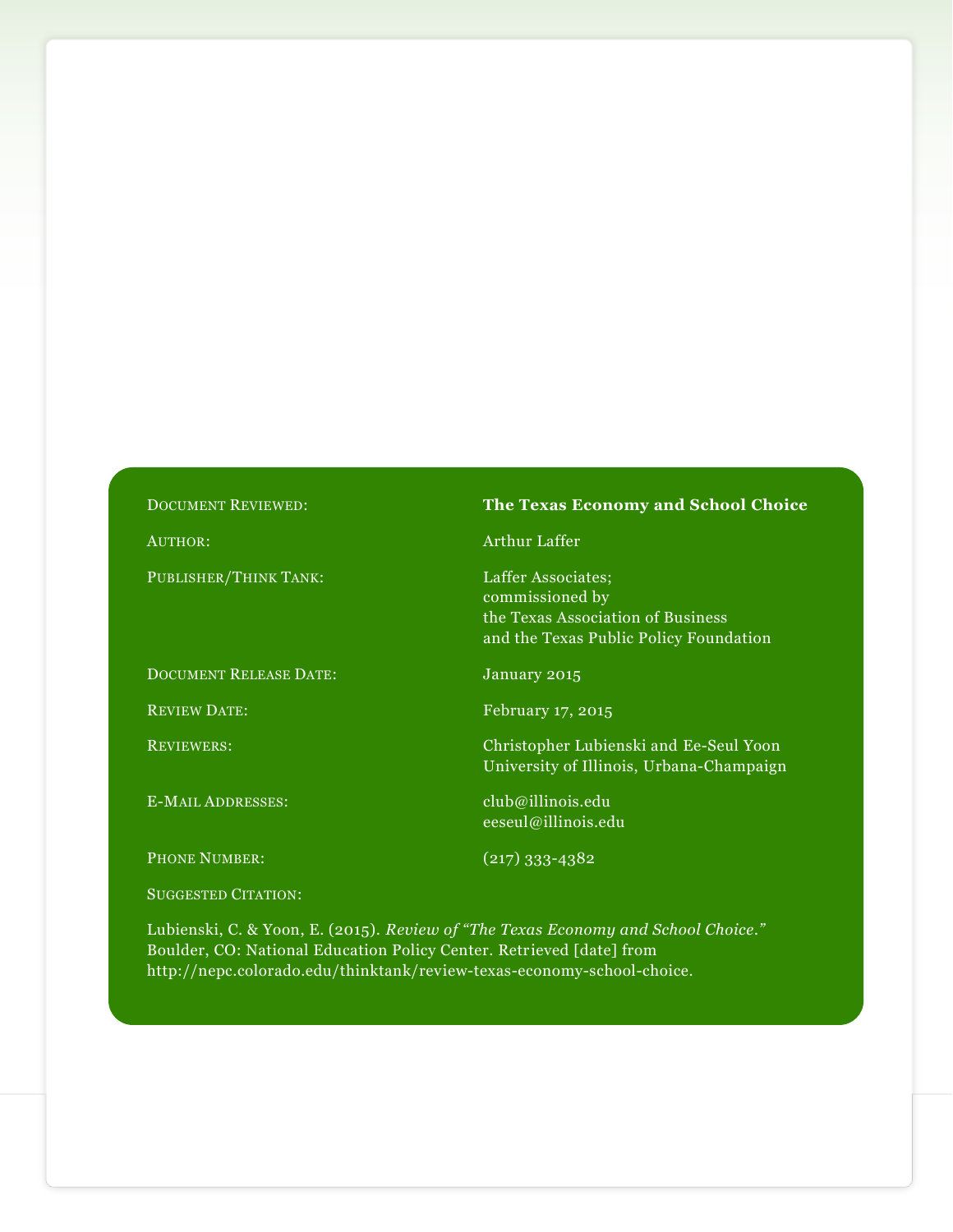| | |
|---|---|
| Document Reviewed: | **The Texas Economy and School Choice** |
| Author: | Arthur Laffer |
| Publisher/Think Tank: | Laffer Associates; commissioned by the Texas Association of Business and the Texas Public Policy Foundation |
| Document Release Date: | January 2015 |
| Review Date: | February 17, 2015 |
| Reviewers: | Christopher Lubienski and Ee-Seul Yoon University of Illinois, Urbana-Champaign |
| E-Mail Addresses: | club@illinois.edu eeseul@illinois.edu |
| Phone Number: | (217) 333-4382 |

Suggested Citation:

Lubienski, C. & Yoon, E. (2015). *Review of "The Texas Economy and School Choice."* Boulder, CO: National Education Policy Center. Retrieved [date] from http://nepc.colorado.edu/thinktank/review-texas-economy-school-choice.